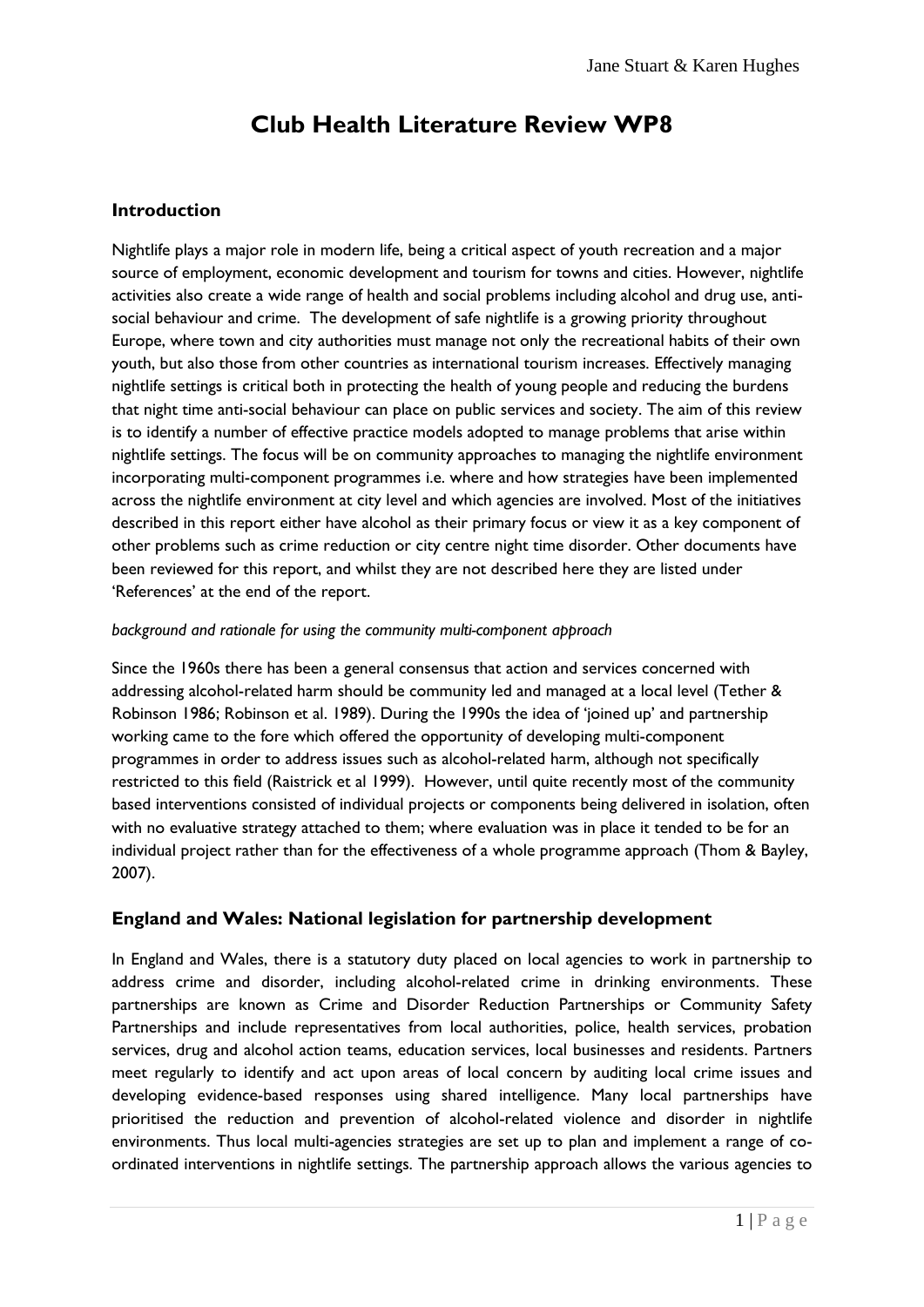# Club Health Literature Review WP8

## Introduction

Nightlife plays a major role in modern life, being a critical aspect of youth recreation and a major source of employment, economic development and tourism for towns and cities. However, nightlife activities also create a wide range of health and social problems including alcohol and drug use, anti-social behaviour and crime. The development of safe nightlife is a growing priority throughout Europe, where town and city authorities must manage not only the recreational habits of their own youth, but also those from other countries as international tourism increases. Effectively managing nightlife settings is critical both in protecting the health of young people and reducing the burdens that night time anti-social behaviour can place on public services and society. The aim of this review is to identify a number of effective practice models adopted to manage problems that arise within nightlife settings. The focus will be on community approaches to managing the nightlife environment incorporating multi-component programmes i.e. where and how strategies have been implemented across the nightlife environment at city level and which agencies are involved. Most of the initiatives described in this report either have alcohol as their primary focus or view it as a key component of other problems such as crime reduction or city centre night time disorder. Other documents have been reviewed for this report, and whilst they are not described here they are listed under 'References' at the end of the report.

*background and rationale for using the community multi-component approach*

Since the 1960s there has been a general consensus that action and services concerned with addressing alcohol-related harm should be community led and managed at a local level (Tether & Robinson 1986; Robinson et al. 1989). During the 1990s the idea of 'joined up' and partnership working came to the fore which offered the opportunity of developing multi-component programmes in order to address issues such as alcohol-related harm, although not specifically restricted to this field (Raistrick et al 1999). However, until quite recently most of the community based interventions consisted of individual projects or components being delivered in isolation, often with no evaluative strategy attached to them; where evaluation was in place it tended to be for an individual project rather than for the effectiveness of a whole programme approach (Thom & Bayley, 2007).

## England and Wales: National legislation for partnership development

In England and Wales, there is a statutory duty placed on local agencies to work in partnership to address crime and disorder, including alcohol-related crime in drinking environments. These partnerships are known as Crime and Disorder Reduction Partnerships or Community Safety Partnerships and include representatives from local authorities, police, health services, probation services, drug and alcohol action teams, education services, local businesses and residents. Partners meet regularly to identify and act upon areas of local concern by auditing local crime issues and developing evidence-based responses using shared intelligence. Many local partnerships have prioritised the reduction and prevention of alcohol-related violence and disorder in nightlife environments. Thus local multi-agencies strategies are set up to plan and implement a range of co-ordinated interventions in nightlife settings. The partnership approach allows the various agencies to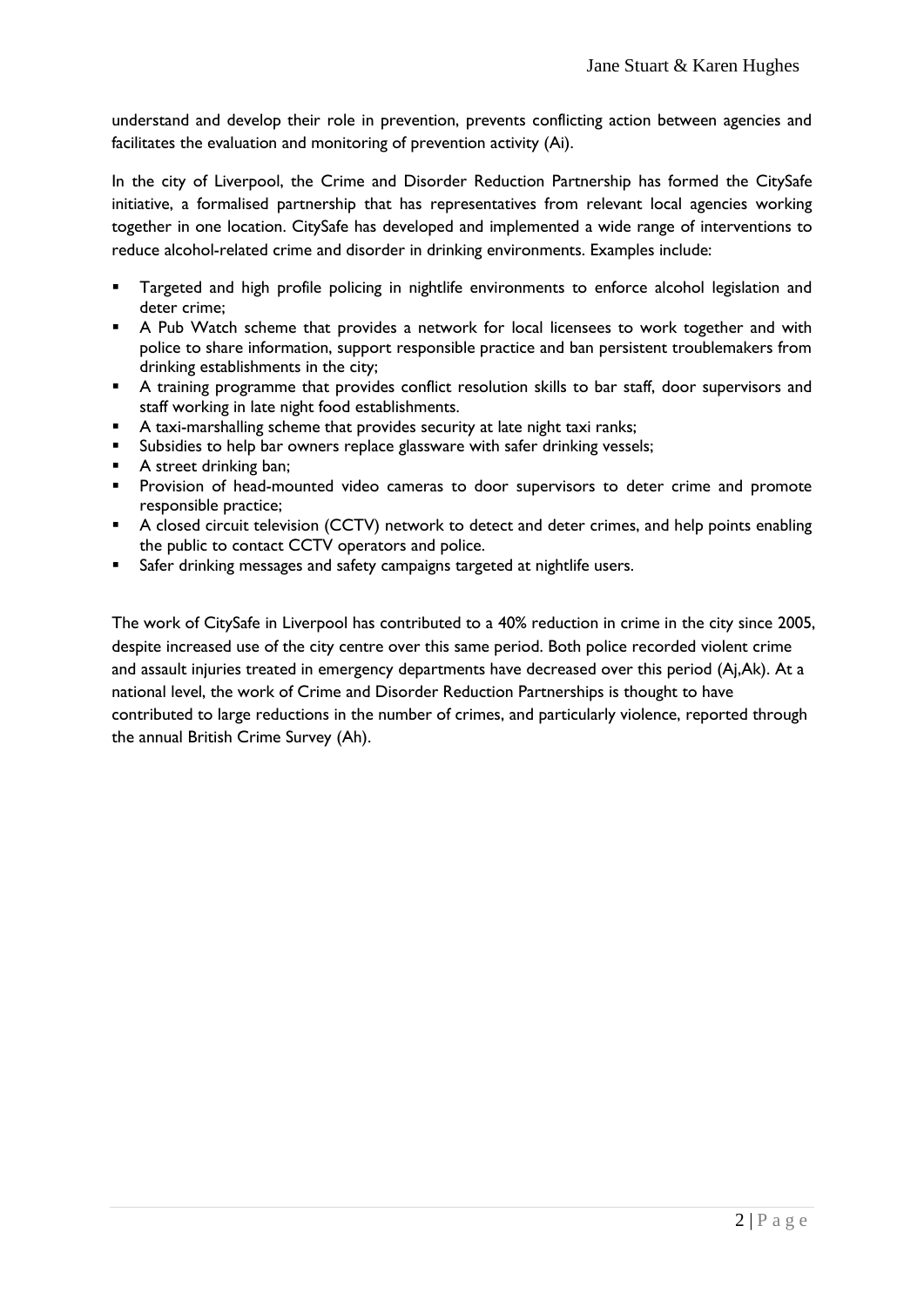understand and develop their role in prevention, prevents conflicting action between agencies and facilitates the evaluation and monitoring of prevention activity (Ai).

In the city of Liverpool, the Crime and Disorder Reduction Partnership has formed the CitySafe initiative, a formalised partnership that has representatives from relevant local agencies working together in one location. CitySafe has developed and implemented a wide range of interventions to reduce alcohol-related crime and disorder in drinking environments. Examples include:

- Targeted and high profile policing in nightlife environments to enforce alcohol legislation and deter crime;
- A Pub Watch scheme that provides a network for local licensees to work together and with police to share information, support responsible practice and ban persistent troublemakers from drinking establishments in the city;
- A training programme that provides conflict resolution skills to bar staff, door supervisors and staff working in late night food establishments.
- A taxi-marshalling scheme that provides security at late night taxi ranks;
- Subsidies to help bar owners replace glassware with safer drinking vessels;
- A street drinking ban;
- Provision of head-mounted video cameras to door supervisors to deter crime and promote responsible practice;
- A closed circuit television (CCTV) network to detect and deter crimes, and help points enabling the public to contact CCTV operators and police.
- Safer drinking messages and safety campaigns targeted at nightlife users.

The work of CitySafe in Liverpool has contributed to a 40% reduction in crime in the city since 2005, despite increased use of the city centre over this same period. Both police recorded violent crime and assault injuries treated in emergency departments have decreased over this period (Aj,Ak). At a national level, the work of Crime and Disorder Reduction Partnerships is thought to have contributed to large reductions in the number of crimes, and particularly violence, reported through the annual British Crime Survey (Ah).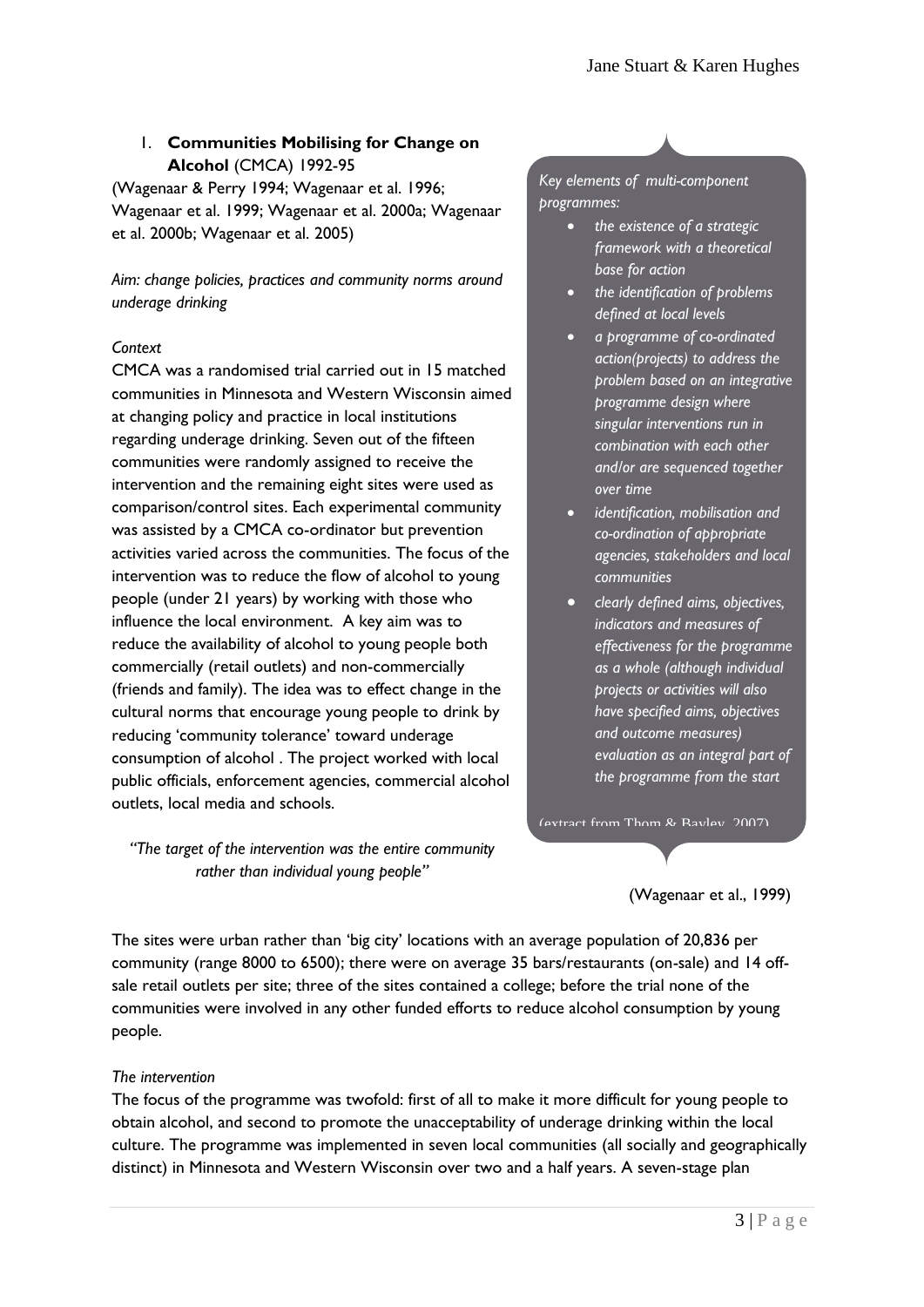1. **Communities Mobilising for Change on Alcohol** (CMCA) 1992-95

(Wagenaar & Perry 1994; Wagenaar et al. 1996; Wagenaar et al. 1999; Wagenaar et al. 2000a; Wagenaar et al. 2000b; Wagenaar et al. 2005)

*Aim: change policies, practices and community norms around underage drinking*

*Context*

CMCA was a randomised trial carried out in 15 matched communities in Minnesota and Western Wisconsin aimed at changing policy and practice in local institutions regarding underage drinking. Seven out of the fifteen communities were randomly assigned to receive the intervention and the remaining eight sites were used as comparison/control sites. Each experimental community was assisted by a CMCA co-ordinator but prevention activities varied across the communities. The focus of the intervention was to reduce the flow of alcohol to young people (under 21 years) by working with those who influence the local environment. A key aim was to reduce the availability of alcohol to young people both commercially (retail outlets) and non-commercially (friends and family). The idea was to effect change in the cultural norms that encourage young people to drink by reducing 'community tolerance' toward underage consumption of alcohol . The project worked with local public officials, enforcement agencies, commercial alcohol outlets, local media and schools.

*"The target of the intervention was the entire community rather than individual young people"*

(Wagenaar et al., 1999)

*Key elements of multi-component programmes:*

- *the existence of a strategic framework with a theoretical base for action*
- *the identification of problems defined at local levels*
- *a programme of co-ordinated action(projects) to address the problem based on an integrative programme design where singular interventions run in combination with each other and/or are sequenced together over time*
- *identification, mobilisation and co-ordination of appropriate agencies, stakeholders and local communities*
- *clearly defined aims, objectives, indicators and measures of effectiveness for the programme as a whole (although individual projects or activities will also have specified aims, objectives and outcome measures) evaluation as an integral part of the programme from the start*

(extract from Thom & Bayley, 2007)

The sites were urban rather than 'big city' locations with an average population of 20,836 per community (range 8000 to 6500); there were on average 35 bars/restaurants (on-sale) and 14 off-sale retail outlets per site; three of the sites contained a college; before the trial none of the communities were involved in any other funded efforts to reduce alcohol consumption by young people.

*The intervention*

The focus of the programme was twofold: first of all to make it more difficult for young people to obtain alcohol, and second to promote the unacceptability of underage drinking within the local culture. The programme was implemented in seven local communities (all socially and geographically distinct) in Minnesota and Western Wisconsin over two and a half years. A seven-stage plan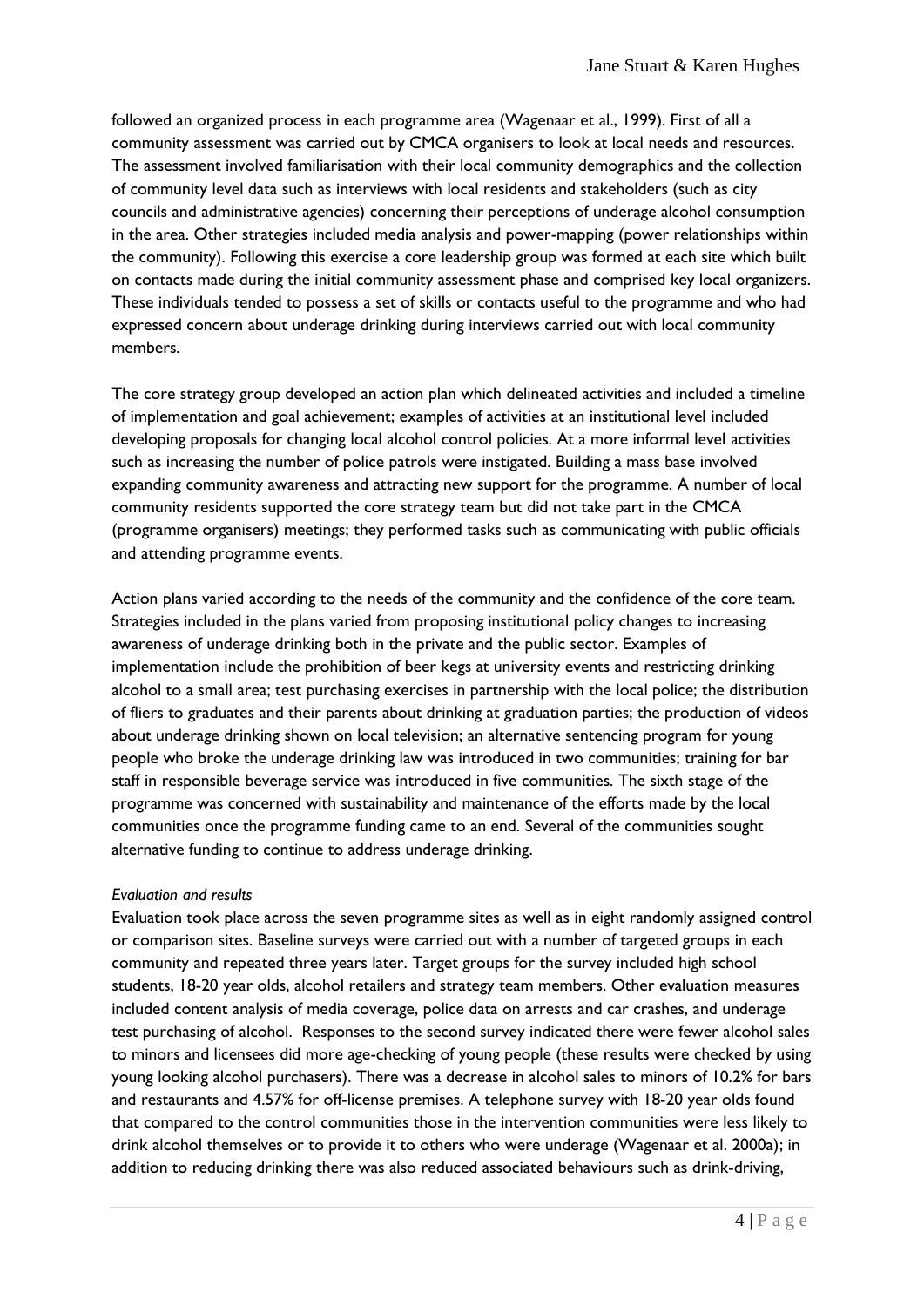followed an organized process in each programme area (Wagenaar et al., 1999). First of all a community assessment was carried out by CMCA organisers to look at local needs and resources. The assessment involved familiarisation with their local community demographics and the collection of community level data such as interviews with local residents and stakeholders (such as city councils and administrative agencies) concerning their perceptions of underage alcohol consumption in the area. Other strategies included media analysis and power-mapping (power relationships within the community). Following this exercise a core leadership group was formed at each site which built on contacts made during the initial community assessment phase and comprised key local organizers. These individuals tended to possess a set of skills or contacts useful to the programme and who had expressed concern about underage drinking during interviews carried out with local community members.

The core strategy group developed an action plan which delineated activities and included a timeline of implementation and goal achievement; examples of activities at an institutional level included developing proposals for changing local alcohol control policies. At a more informal level activities such as increasing the number of police patrols were instigated. Building a mass base involved expanding community awareness and attracting new support for the programme. A number of local community residents supported the core strategy team but did not take part in the CMCA (programme organisers) meetings; they performed tasks such as communicating with public officials and attending programme events.

Action plans varied according to the needs of the community and the confidence of the core team. Strategies included in the plans varied from proposing institutional policy changes to increasing awareness of underage drinking both in the private and the public sector. Examples of implementation include the prohibition of beer kegs at university events and restricting drinking alcohol to a small area; test purchasing exercises in partnership with the local police; the distribution of fliers to graduates and their parents about drinking at graduation parties; the production of videos about underage drinking shown on local television; an alternative sentencing program for young people who broke the underage drinking law was introduced in two communities; training for bar staff in responsible beverage service was introduced in five communities. The sixth stage of the programme was concerned with sustainability and maintenance of the efforts made by the local communities once the programme funding came to an end. Several of the communities sought alternative funding to continue to address underage drinking.

*Evaluation and results*

Evaluation took place across the seven programme sites as well as in eight randomly assigned control or comparison sites. Baseline surveys were carried out with a number of targeted groups in each community and repeated three years later. Target groups for the survey included high school students, 18-20 year olds, alcohol retailers and strategy team members. Other evaluation measures included content analysis of media coverage, police data on arrests and car crashes, and underage test purchasing of alcohol. Responses to the second survey indicated there were fewer alcohol sales to minors and licensees did more age-checking of young people (these results were checked by using young looking alcohol purchasers). There was a decrease in alcohol sales to minors of 10.2% for bars and restaurants and 4.57% for off-license premises. A telephone survey with 18-20 year olds found that compared to the control communities those in the intervention communities were less likely to drink alcohol themselves or to provide it to others who were underage (Wagenaar et al. 2000a); in addition to reducing drinking there was also reduced associated behaviours such as drink-driving,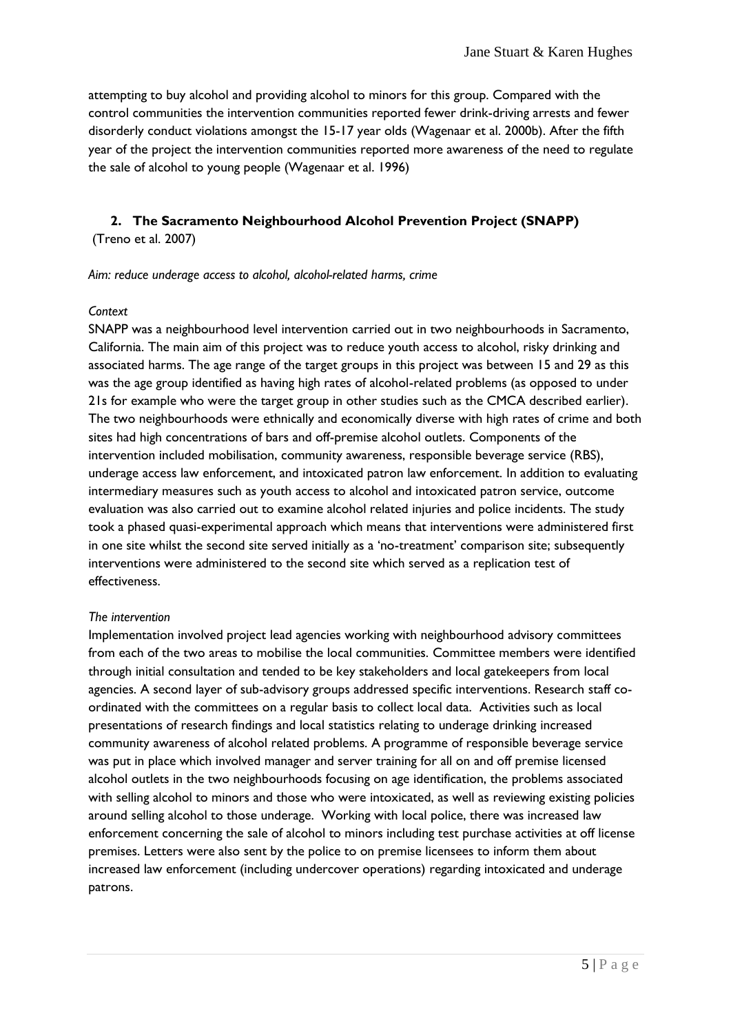attempting to buy alcohol and providing alcohol to minors for this group. Compared with the control communities the intervention communities reported fewer drink-driving arrests and fewer disorderly conduct violations amongst the 15-17 year olds (Wagenaar et al. 2000b). After the fifth year of the project the intervention communities reported more awareness of the need to regulate the sale of alcohol to young people (Wagenaar et al. 1996)

## 2. The Sacramento Neighbourhood Alcohol Prevention Project (SNAPP)

(Treno et al. 2007)

*Aim: reduce underage access to alcohol, alcohol-related harms, crime*

*Context*

SNAPP was a neighbourhood level intervention carried out in two neighbourhoods in Sacramento, California. The main aim of this project was to reduce youth access to alcohol, risky drinking and associated harms. The age range of the target groups in this project was between 15 and 29 as this was the age group identified as having high rates of alcohol-related problems (as opposed to under 21s for example who were the target group in other studies such as the CMCA described earlier). The two neighbourhoods were ethnically and economically diverse with high rates of crime and both sites had high concentrations of bars and off-premise alcohol outlets. Components of the intervention included mobilisation, community awareness, responsible beverage service (RBS), underage access law enforcement, and intoxicated patron law enforcement. In addition to evaluating intermediary measures such as youth access to alcohol and intoxicated patron service, outcome evaluation was also carried out to examine alcohol related injuries and police incidents. The study took a phased quasi-experimental approach which means that interventions were administered first in one site whilst the second site served initially as a 'no-treatment' comparison site; subsequently interventions were administered to the second site which served as a replication test of effectiveness.

*The intervention*

Implementation involved project lead agencies working with neighbourhood advisory committees from each of the two areas to mobilise the local communities. Committee members were identified through initial consultation and tended to be key stakeholders and local gatekeepers from local agencies. A second layer of sub-advisory groups addressed specific interventions. Research staff co-ordinated with the committees on a regular basis to collect local data. Activities such as local presentations of research findings and local statistics relating to underage drinking increased community awareness of alcohol related problems. A programme of responsible beverage service was put in place which involved manager and server training for all on and off premise licensed alcohol outlets in the two neighbourhoods focusing on age identification, the problems associated with selling alcohol to minors and those who were intoxicated, as well as reviewing existing policies around selling alcohol to those underage. Working with local police, there was increased law enforcement concerning the sale of alcohol to minors including test purchase activities at off license premises. Letters were also sent by the police to on premise licensees to inform them about increased law enforcement (including undercover operations) regarding intoxicated and underage patrons.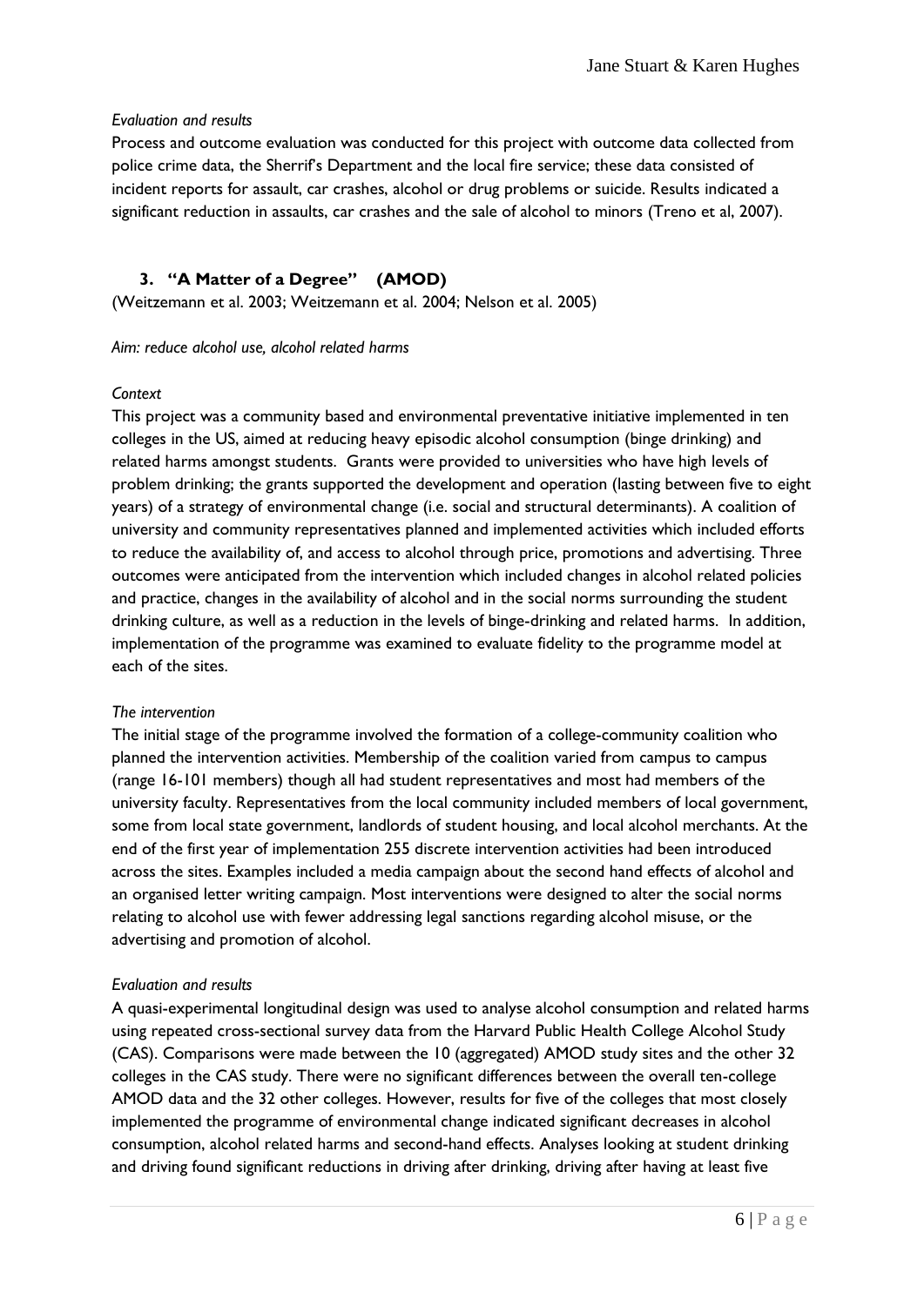*Evaluation and results*

Process and outcome evaluation was conducted for this project with outcome data collected from police crime data, the Sherrif's Department and the local fire service; these data consisted of incident reports for assault, car crashes, alcohol or drug problems or suicide. Results indicated a significant reduction in assaults, car crashes and the sale of alcohol to minors (Treno et al, 2007).

### 3. "A Matter of a Degree" (AMOD)

(Weitzemann et al. 2003; Weitzemann et al. 2004; Nelson et al. 2005)

*Aim: reduce alcohol use, alcohol related harms*

*Context*

This project was a community based and environmental preventative initiative implemented in ten colleges in the US, aimed at reducing heavy episodic alcohol consumption (binge drinking) and related harms amongst students. Grants were provided to universities who have high levels of problem drinking; the grants supported the development and operation (lasting between five to eight years) of a strategy of environmental change (i.e. social and structural determinants). A coalition of university and community representatives planned and implemented activities which included efforts to reduce the availability of, and access to alcohol through price, promotions and advertising. Three outcomes were anticipated from the intervention which included changes in alcohol related policies and practice, changes in the availability of alcohol and in the social norms surrounding the student drinking culture, as well as a reduction in the levels of binge-drinking and related harms. In addition, implementation of the programme was examined to evaluate fidelity to the programme model at each of the sites.

*The intervention*

The initial stage of the programme involved the formation of a college-community coalition who planned the intervention activities. Membership of the coalition varied from campus to campus (range 16-101 members) though all had student representatives and most had members of the university faculty. Representatives from the local community included members of local government, some from local state government, landlords of student housing, and local alcohol merchants. At the end of the first year of implementation 255 discrete intervention activities had been introduced across the sites. Examples included a media campaign about the second hand effects of alcohol and an organised letter writing campaign. Most interventions were designed to alter the social norms relating to alcohol use with fewer addressing legal sanctions regarding alcohol misuse, or the advertising and promotion of alcohol.

*Evaluation and results*

A quasi-experimental longitudinal design was used to analyse alcohol consumption and related harms using repeated cross-sectional survey data from the Harvard Public Health College Alcohol Study (CAS). Comparisons were made between the 10 (aggregated) AMOD study sites and the other 32 colleges in the CAS study. There were no significant differences between the overall ten-college AMOD data and the 32 other colleges. However, results for five of the colleges that most closely implemented the programme of environmental change indicated significant decreases in alcohol consumption, alcohol related harms and second-hand effects. Analyses looking at student drinking and driving found significant reductions in driving after drinking, driving after having at least five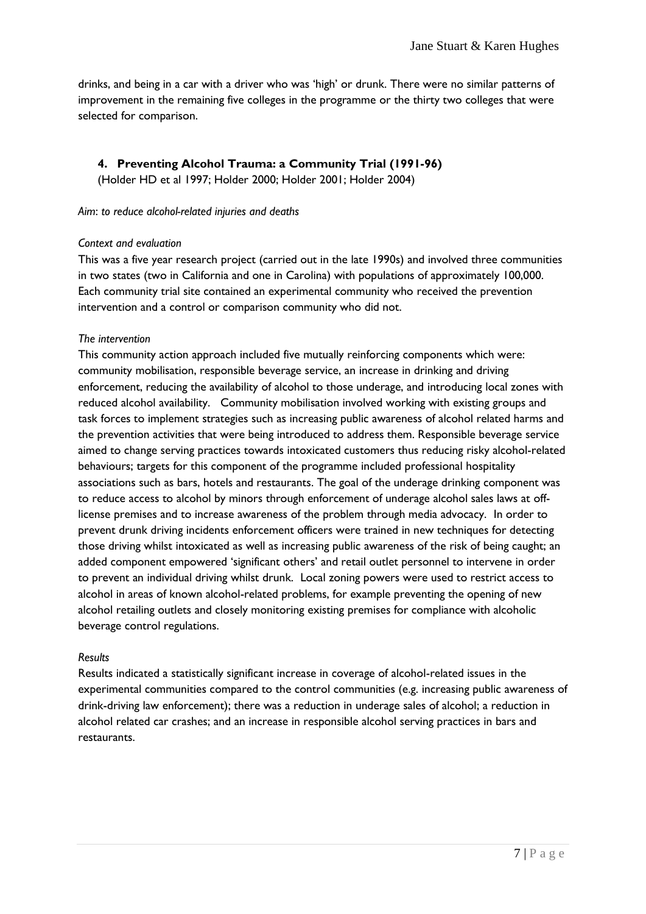drinks, and being in a car with a driver who was 'high' or drunk. There were no similar patterns of improvement in the remaining five colleges in the programme or the thirty two colleges that were selected for comparison.

### 4. Preventing Alcohol Trauma: a Community Trial (1991-96)

(Holder HD et al 1997; Holder 2000; Holder 2001; Holder 2004)

*Aim: to reduce alcohol-related injuries and deaths*

*Context and evaluation*

This was a five year research project (carried out in the late 1990s) and involved three communities in two states (two in California and one in Carolina) with populations of approximately 100,000. Each community trial site contained an experimental community who received the prevention intervention and a control or comparison community who did not.

*The intervention*

This community action approach included five mutually reinforcing components which were: community mobilisation, responsible beverage service, an increase in drinking and driving enforcement, reducing the availability of alcohol to those underage, and introducing local zones with reduced alcohol availability. Community mobilisation involved working with existing groups and task forces to implement strategies such as increasing public awareness of alcohol related harms and the prevention activities that were being introduced to address them. Responsible beverage service aimed to change serving practices towards intoxicated customers thus reducing risky alcohol-related behaviours; targets for this component of the programme included professional hospitality associations such as bars, hotels and restaurants. The goal of the underage drinking component was to reduce access to alcohol by minors through enforcement of underage alcohol sales laws at off-license premises and to increase awareness of the problem through media advocacy. In order to prevent drunk driving incidents enforcement officers were trained in new techniques for detecting those driving whilst intoxicated as well as increasing public awareness of the risk of being caught; an added component empowered 'significant others' and retail outlet personnel to intervene in order to prevent an individual driving whilst drunk. Local zoning powers were used to restrict access to alcohol in areas of known alcohol-related problems, for example preventing the opening of new alcohol retailing outlets and closely monitoring existing premises for compliance with alcoholic beverage control regulations.

*Results*

Results indicated a statistically significant increase in coverage of alcohol-related issues in the experimental communities compared to the control communities (e.g. increasing public awareness of drink-driving law enforcement); there was a reduction in underage sales of alcohol; a reduction in alcohol related car crashes; and an increase in responsible alcohol serving practices in bars and restaurants.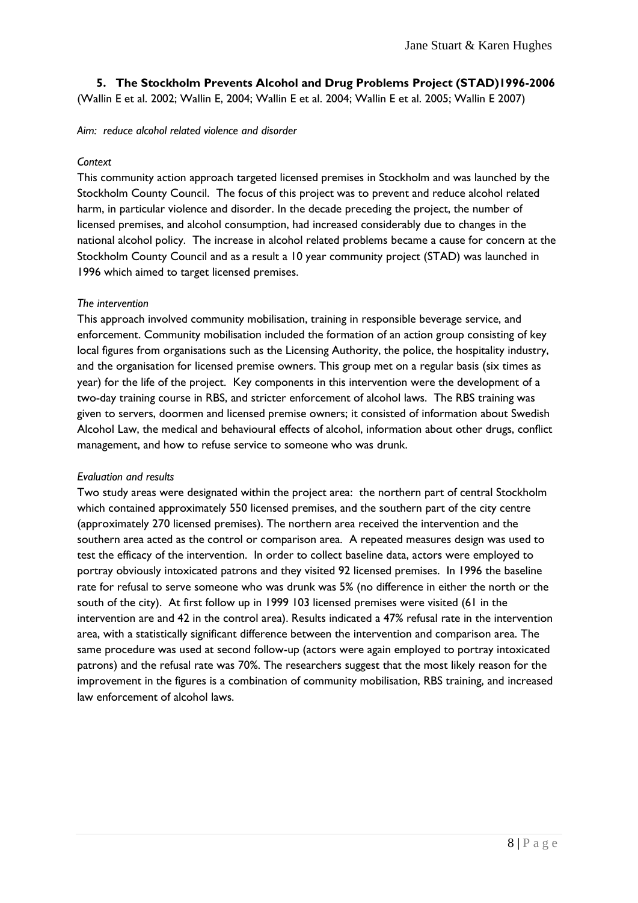## 5. The Stockholm Prevents Alcohol and Drug Problems Project (STAD)1996-2006

(Wallin E et al. 2002; Wallin E, 2004; Wallin E et al. 2004; Wallin E et al. 2005; Wallin E 2007)

*Aim: reduce alcohol related violence and disorder*

*Context*

This community action approach targeted licensed premises in Stockholm and was launched by the Stockholm County Council. The focus of this project was to prevent and reduce alcohol related harm, in particular violence and disorder. In the decade preceding the project, the number of licensed premises, and alcohol consumption, had increased considerably due to changes in the national alcohol policy. The increase in alcohol related problems became a cause for concern at the Stockholm County Council and as a result a 10 year community project (STAD) was launched in 1996 which aimed to target licensed premises.

*The intervention*

This approach involved community mobilisation, training in responsible beverage service, and enforcement. Community mobilisation included the formation of an action group consisting of key local figures from organisations such as the Licensing Authority, the police, the hospitality industry, and the organisation for licensed premise owners. This group met on a regular basis (six times as year) for the life of the project. Key components in this intervention were the development of a two-day training course in RBS, and stricter enforcement of alcohol laws. The RBS training was given to servers, doormen and licensed premise owners; it consisted of information about Swedish Alcohol Law, the medical and behavioural effects of alcohol, information about other drugs, conflict management, and how to refuse service to someone who was drunk.

*Evaluation and results*

Two study areas were designated within the project area: the northern part of central Stockholm which contained approximately 550 licensed premises, and the southern part of the city centre (approximately 270 licensed premises). The northern area received the intervention and the southern area acted as the control or comparison area. A repeated measures design was used to test the efficacy of the intervention. In order to collect baseline data, actors were employed to portray obviously intoxicated patrons and they visited 92 licensed premises. In 1996 the baseline rate for refusal to serve someone who was drunk was 5% (no difference in either the north or the south of the city). At first follow up in 1999 103 licensed premises were visited (61 in the intervention are and 42 in the control area). Results indicated a 47% refusal rate in the intervention area, with a statistically significant difference between the intervention and comparison area. The same procedure was used at second follow-up (actors were again employed to portray intoxicated patrons) and the refusal rate was 70%. The researchers suggest that the most likely reason for the improvement in the figures is a combination of community mobilisation, RBS training, and increased law enforcement of alcohol laws.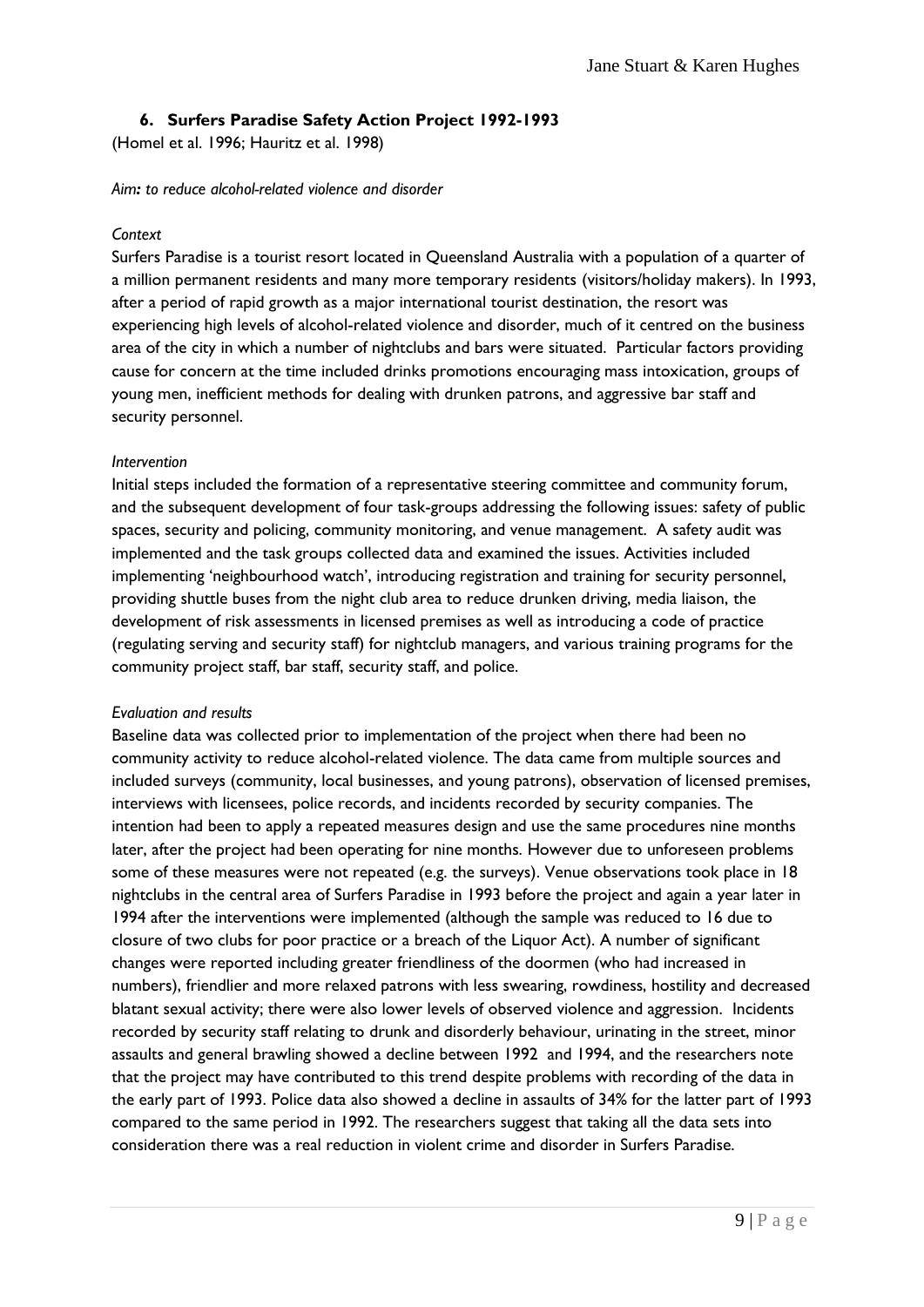### 6. Surfers Paradise Safety Action Project 1992-1993

(Homel et al. 1996; Hauritz et al. 1998)

*Aim: to reduce alcohol-related violence and disorder*

*Context*

Surfers Paradise is a tourist resort located in Queensland Australia with a population of a quarter of a million permanent residents and many more temporary residents (visitors/holiday makers). In 1993, after a period of rapid growth as a major international tourist destination, the resort was experiencing high levels of alcohol-related violence and disorder, much of it centred on the business area of the city in which a number of nightclubs and bars were situated. Particular factors providing cause for concern at the time included drinks promotions encouraging mass intoxication, groups of young men, inefficient methods for dealing with drunken patrons, and aggressive bar staff and security personnel.

*Intervention*

Initial steps included the formation of a representative steering committee and community forum, and the subsequent development of four task-groups addressing the following issues: safety of public spaces, security and policing, community monitoring, and venue management. A safety audit was implemented and the task groups collected data and examined the issues. Activities included implementing 'neighbourhood watch', introducing registration and training for security personnel, providing shuttle buses from the night club area to reduce drunken driving, media liaison, the development of risk assessments in licensed premises as well as introducing a code of practice (regulating serving and security staff) for nightclub managers, and various training programs for the community project staff, bar staff, security staff, and police.

*Evaluation and results*

Baseline data was collected prior to implementation of the project when there had been no community activity to reduce alcohol-related violence. The data came from multiple sources and included surveys (community, local businesses, and young patrons), observation of licensed premises, interviews with licensees, police records, and incidents recorded by security companies. The intention had been to apply a repeated measures design and use the same procedures nine months later, after the project had been operating for nine months. However due to unforeseen problems some of these measures were not repeated (e.g. the surveys). Venue observations took place in 18 nightclubs in the central area of Surfers Paradise in 1993 before the project and again a year later in 1994 after the interventions were implemented (although the sample was reduced to 16 due to closure of two clubs for poor practice or a breach of the Liquor Act). A number of significant changes were reported including greater friendliness of the doormen (who had increased in numbers), friendlier and more relaxed patrons with less swearing, rowdiness, hostility and decreased blatant sexual activity; there were also lower levels of observed violence and aggression. Incidents recorded by security staff relating to drunk and disorderly behaviour, urinating in the street, minor assaults and general brawling showed a decline between 1992 and 1994, and the researchers note that the project may have contributed to this trend despite problems with recording of the data in the early part of 1993. Police data also showed a decline in assaults of 34% for the latter part of 1993 compared to the same period in 1992. The researchers suggest that taking all the data sets into consideration there was a real reduction in violent crime and disorder in Surfers Paradise.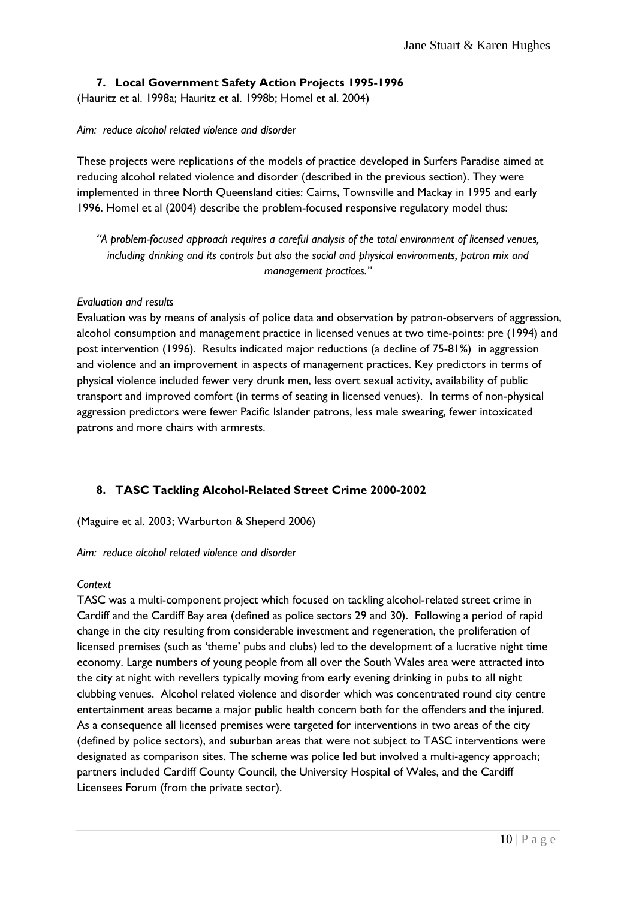### 7. Local Government Safety Action Projects 1995-1996

(Hauritz et al. 1998a; Hauritz et al. 1998b; Homel et al. 2004)

*Aim: reduce alcohol related violence and disorder*

These projects were replications of the models of practice developed in Surfers Paradise aimed at reducing alcohol related violence and disorder (described in the previous section). They were implemented in three North Queensland cities: Cairns, Townsville and Mackay in 1995 and early 1996. Homel et al (2004) describe the problem-focused responsive regulatory model thus:

> *"A problem-focused approach requires a careful analysis of the total environment of licensed venues, including drinking and its controls but also the social and physical environments, patron mix and management practices."*

*Evaluation and results*

Evaluation was by means of analysis of police data and observation by patron-observers of aggression, alcohol consumption and management practice in licensed venues at two time-points: pre (1994) and post intervention (1996). Results indicated major reductions (a decline of 75-81%) in aggression and violence and an improvement in aspects of management practices. Key predictors in terms of physical violence included fewer very drunk men, less overt sexual activity, availability of public transport and improved comfort (in terms of seating in licensed venues). In terms of non-physical aggression predictors were fewer Pacific Islander patrons, less male swearing, fewer intoxicated patrons and more chairs with armrests.

### 8. TASC Tackling Alcohol-Related Street Crime 2000-2002

(Maguire et al. 2003; Warburton & Sheperd 2006)

*Aim: reduce alcohol related violence and disorder*

*Context*

TASC was a multi-component project which focused on tackling alcohol-related street crime in Cardiff and the Cardiff Bay area (defined as police sectors 29 and 30). Following a period of rapid change in the city resulting from considerable investment and regeneration, the proliferation of licensed premises (such as 'theme' pubs and clubs) led to the development of a lucrative night time economy. Large numbers of young people from all over the South Wales area were attracted into the city at night with revellers typically moving from early evening drinking in pubs to all night clubbing venues. Alcohol related violence and disorder which was concentrated round city centre entertainment areas became a major public health concern both for the offenders and the injured. As a consequence all licensed premises were targeted for interventions in two areas of the city (defined by police sectors), and suburban areas that were not subject to TASC interventions were designated as comparison sites. The scheme was police led but involved a multi-agency approach; partners included Cardiff County Council, the University Hospital of Wales, and the Cardiff Licensees Forum (from the private sector).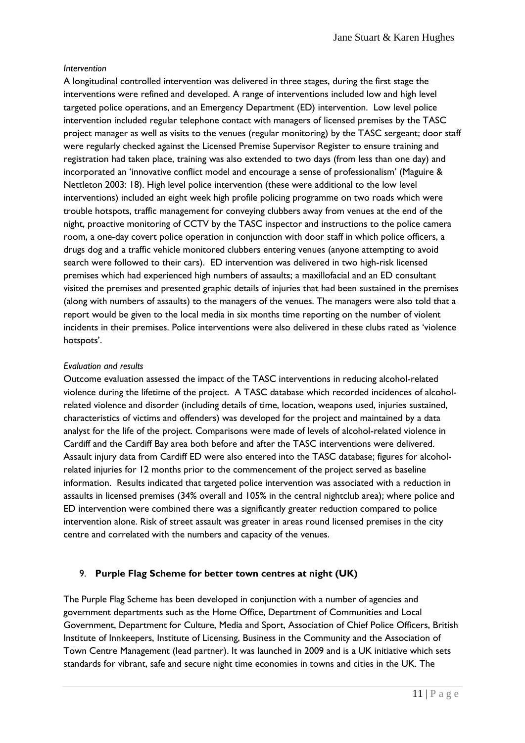*Intervention*

A longitudinal controlled intervention was delivered in three stages, during the first stage the interventions were refined and developed. A range of interventions included low and high level targeted police operations, and an Emergency Department (ED) intervention. Low level police intervention included regular telephone contact with managers of licensed premises by the TASC project manager as well as visits to the venues (regular monitoring) by the TASC sergeant; door staff were regularly checked against the Licensed Premise Supervisor Register to ensure training and registration had taken place, training was also extended to two days (from less than one day) and incorporated an 'innovative conflict model and encourage a sense of professionalism' (Maguire & Nettleton 2003: 18). High level police intervention (these were additional to the low level interventions) included an eight week high profile policing programme on two roads which were trouble hotspots, traffic management for conveying clubbers away from venues at the end of the night, proactive monitoring of CCTV by the TASC inspector and instructions to the police camera room, a one-day covert police operation in conjunction with door staff in which police officers, a drugs dog and a traffic vehicle monitored clubbers entering venues (anyone attempting to avoid search were followed to their cars). ED intervention was delivered in two high-risk licensed premises which had experienced high numbers of assaults; a maxillofacial and an ED consultant visited the premises and presented graphic details of injuries that had been sustained in the premises (along with numbers of assaults) to the managers of the venues. The managers were also told that a report would be given to the local media in six months time reporting on the number of violent incidents in their premises. Police interventions were also delivered in these clubs rated as 'violence hotspots'.

*Evaluation and results*

Outcome evaluation assessed the impact of the TASC interventions in reducing alcohol-related violence during the lifetime of the project. A TASC database which recorded incidences of alcohol-related violence and disorder (including details of time, location, weapons used, injuries sustained, characteristics of victims and offenders) was developed for the project and maintained by a data analyst for the life of the project. Comparisons were made of levels of alcohol-related violence in Cardiff and the Cardiff Bay area both before and after the TASC interventions were delivered. Assault injury data from Cardiff ED were also entered into the TASC database; figures for alcohol-related injuries for 12 months prior to the commencement of the project served as baseline information. Results indicated that targeted police intervention was associated with a reduction in assaults in licensed premises (34% overall and 105% in the central nightclub area); where police and ED intervention were combined there was a significantly greater reduction compared to police intervention alone. Risk of street assault was greater in areas round licensed premises in the city centre and correlated with the numbers and capacity of the venues.

## 9. **Purple Flag Scheme for better town centres at night (UK)**

The Purple Flag Scheme has been developed in conjunction with a number of agencies and government departments such as the Home Office, Department of Communities and Local Government, Department for Culture, Media and Sport, Association of Chief Police Officers, British Institute of Innkeepers, Institute of Licensing, Business in the Community and the Association of Town Centre Management (lead partner). It was launched in 2009 and is a UK initiative which sets standards for vibrant, safe and secure night time economies in towns and cities in the UK. The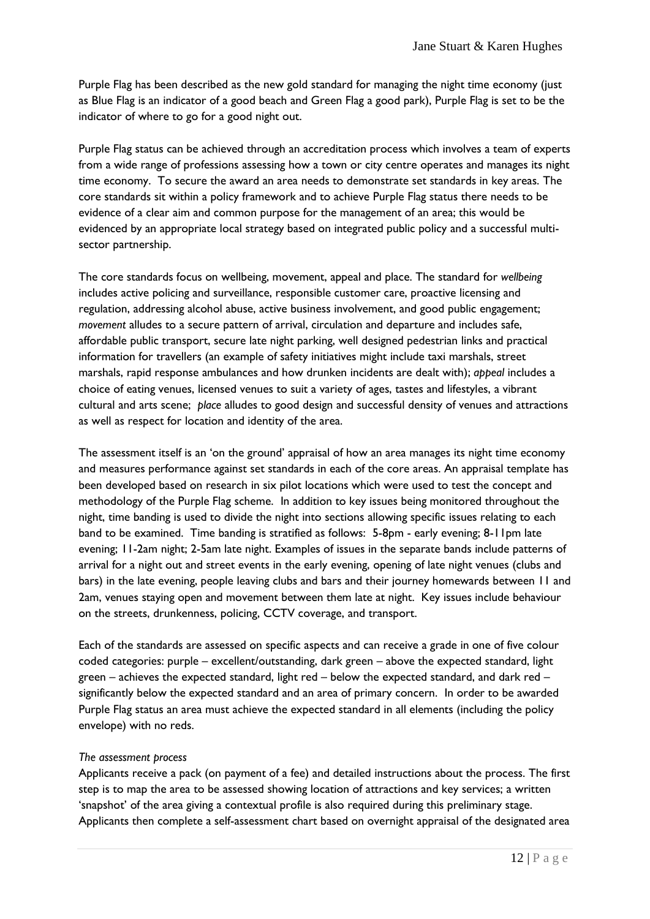Purple Flag has been described as the new gold standard for managing the night time economy (just as Blue Flag is an indicator of a good beach and Green Flag a good park), Purple Flag is set to be the indicator of where to go for a good night out.

Purple Flag status can be achieved through an accreditation process which involves a team of experts from a wide range of professions assessing how a town or city centre operates and manages its night time economy. To secure the award an area needs to demonstrate set standards in key areas. The core standards sit within a policy framework and to achieve Purple Flag status there needs to be evidence of a clear aim and common purpose for the management of an area; this would be evidenced by an appropriate local strategy based on integrated public policy and a successful multi-sector partnership.

The core standards focus on wellbeing, movement, appeal and place. The standard for *wellbeing* includes active policing and surveillance, responsible customer care, proactive licensing and regulation, addressing alcohol abuse, active business involvement, and good public engagement; *movement* alludes to a secure pattern of arrival, circulation and departure and includes safe, affordable public transport, secure late night parking, well designed pedestrian links and practical information for travellers (an example of safety initiatives might include taxi marshals, street marshals, rapid response ambulances and how drunken incidents are dealt with); *appeal* includes a choice of eating venues, licensed venues to suit a variety of ages, tastes and lifestyles, a vibrant cultural and arts scene; *place* alludes to good design and successful density of venues and attractions as well as respect for location and identity of the area.

The assessment itself is an 'on the ground' appraisal of how an area manages its night time economy and measures performance against set standards in each of the core areas. An appraisal template has been developed based on research in six pilot locations which were used to test the concept and methodology of the Purple Flag scheme. In addition to key issues being monitored throughout the night, time banding is used to divide the night into sections allowing specific issues relating to each band to be examined. Time banding is stratified as follows: 5-8pm - early evening; 8-11pm late evening; 11-2am night; 2-5am late night. Examples of issues in the separate bands include patterns of arrival for a night out and street events in the early evening, opening of late night venues (clubs and bars) in the late evening, people leaving clubs and bars and their journey homewards between 11 and 2am, venues staying open and movement between them late at night. Key issues include behaviour on the streets, drunkenness, policing, CCTV coverage, and transport.

Each of the standards are assessed on specific aspects and can receive a grade in one of five colour coded categories: purple – excellent/outstanding, dark green – above the expected standard, light green – achieves the expected standard, light red – below the expected standard, and dark red – significantly below the expected standard and an area of primary concern. In order to be awarded Purple Flag status an area must achieve the expected standard in all elements (including the policy envelope) with no reds.

*The assessment process*

Applicants receive a pack (on payment of a fee) and detailed instructions about the process. The first step is to map the area to be assessed showing location of attractions and key services; a written 'snapshot' of the area giving a contextual profile is also required during this preliminary stage. Applicants then complete a self-assessment chart based on overnight appraisal of the designated area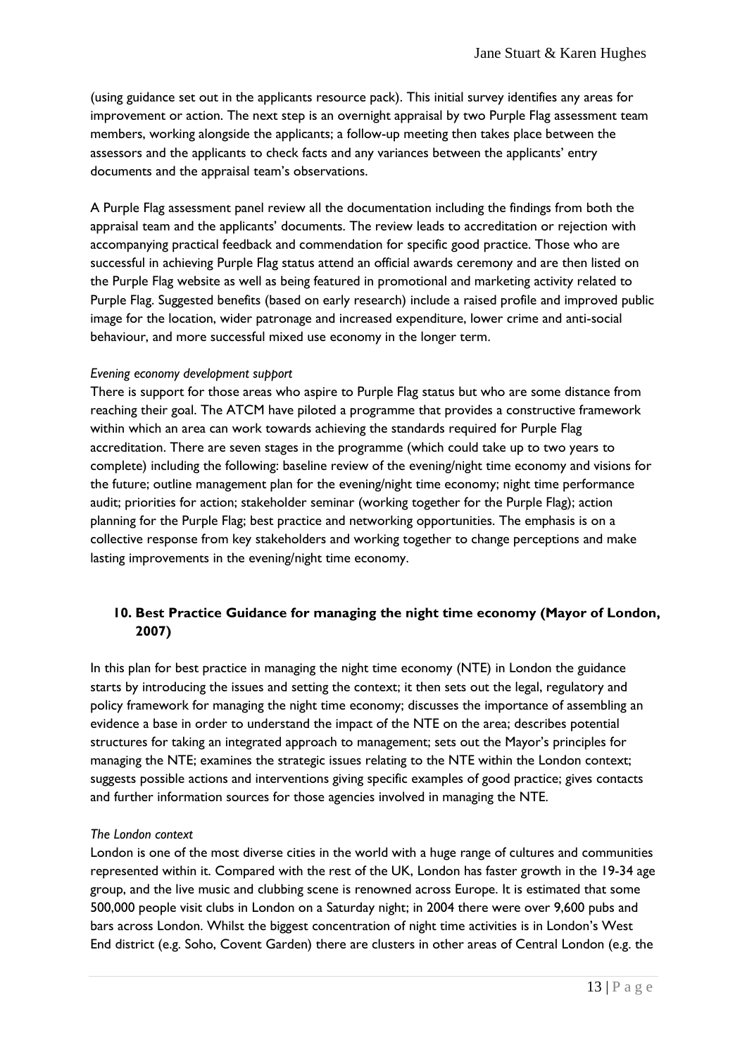(using guidance set out in the applicants resource pack). This initial survey identifies any areas for improvement or action. The next step is an overnight appraisal by two Purple Flag assessment team members, working alongside the applicants; a follow-up meeting then takes place between the assessors and the applicants to check facts and any variances between the applicants' entry documents and the appraisal team's observations.

A Purple Flag assessment panel review all the documentation including the findings from both the appraisal team and the applicants' documents. The review leads to accreditation or rejection with accompanying practical feedback and commendation for specific good practice. Those who are successful in achieving Purple Flag status attend an official awards ceremony and are then listed on the Purple Flag website as well as being featured in promotional and marketing activity related to Purple Flag. Suggested benefits (based on early research) include a raised profile and improved public image for the location, wider patronage and increased expenditure, lower crime and anti-social behaviour, and more successful mixed use economy in the longer term.

*Evening economy development support*

There is support for those areas who aspire to Purple Flag status but who are some distance from reaching their goal. The ATCM have piloted a programme that provides a constructive framework within which an area can work towards achieving the standards required for Purple Flag accreditation. There are seven stages in the programme (which could take up to two years to complete) including the following: baseline review of the evening/night time economy and visions for the future; outline management plan for the evening/night time economy; night time performance audit; priorities for action; stakeholder seminar (working together for the Purple Flag); action planning for the Purple Flag; best practice and networking opportunities. The emphasis is on a collective response from key stakeholders and working together to change perceptions and make lasting improvements in the evening/night time economy.

## 10. Best Practice Guidance for managing the night time economy (Mayor of London, 2007)

In this plan for best practice in managing the night time economy (NTE) in London the guidance starts by introducing the issues and setting the context; it then sets out the legal, regulatory and policy framework for managing the night time economy; discusses the importance of assembling an evidence a base in order to understand the impact of the NTE on the area; describes potential structures for taking an integrated approach to management; sets out the Mayor's principles for managing the NTE; examines the strategic issues relating to the NTE within the London context; suggests possible actions and interventions giving specific examples of good practice; gives contacts and further information sources for those agencies involved in managing the NTE.

*The London context*

London is one of the most diverse cities in the world with a huge range of cultures and communities represented within it. Compared with the rest of the UK, London has faster growth in the 19-34 age group, and the live music and clubbing scene is renowned across Europe. It is estimated that some 500,000 people visit clubs in London on a Saturday night; in 2004 there were over 9,600 pubs and bars across London. Whilst the biggest concentration of night time activities is in London's West End district (e.g. Soho, Covent Garden) there are clusters in other areas of Central London (e.g. the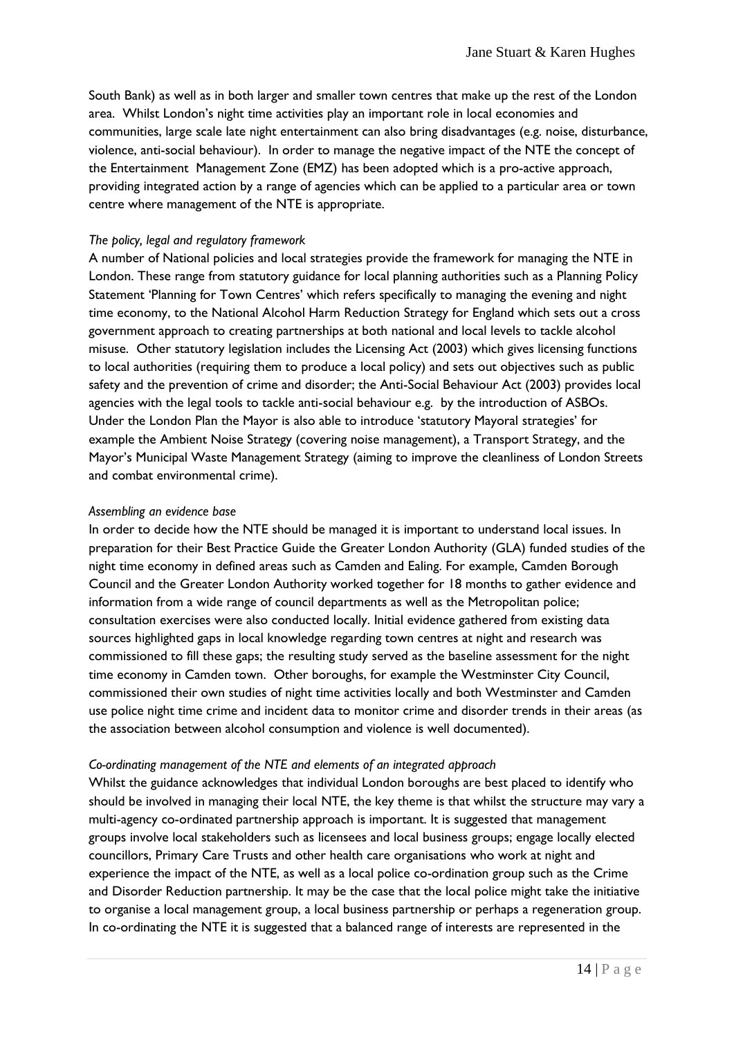South Bank) as well as in both larger and smaller town centres that make up the rest of the London area. Whilst London's night time activities play an important role in local economies and communities, large scale late night entertainment can also bring disadvantages (e.g. noise, disturbance, violence, anti-social behaviour). In order to manage the negative impact of the NTE the concept of the Entertainment Management Zone (EMZ) has been adopted which is a pro-active approach, providing integrated action by a range of agencies which can be applied to a particular area or town centre where management of the NTE is appropriate.

*The policy, legal and regulatory framework*

A number of National policies and local strategies provide the framework for managing the NTE in London. These range from statutory guidance for local planning authorities such as a Planning Policy Statement 'Planning for Town Centres' which refers specifically to managing the evening and night time economy, to the National Alcohol Harm Reduction Strategy for England which sets out a cross government approach to creating partnerships at both national and local levels to tackle alcohol misuse. Other statutory legislation includes the Licensing Act (2003) which gives licensing functions to local authorities (requiring them to produce a local policy) and sets out objectives such as public safety and the prevention of crime and disorder; the Anti-Social Behaviour Act (2003) provides local agencies with the legal tools to tackle anti-social behaviour e.g. by the introduction of ASBOs. Under the London Plan the Mayor is also able to introduce 'statutory Mayoral strategies' for example the Ambient Noise Strategy (covering noise management), a Transport Strategy, and the Mayor's Municipal Waste Management Strategy (aiming to improve the cleanliness of London Streets and combat environmental crime).

*Assembling an evidence base*

In order to decide how the NTE should be managed it is important to understand local issues. In preparation for their Best Practice Guide the Greater London Authority (GLA) funded studies of the night time economy in defined areas such as Camden and Ealing. For example, Camden Borough Council and the Greater London Authority worked together for 18 months to gather evidence and information from a wide range of council departments as well as the Metropolitan police; consultation exercises were also conducted locally. Initial evidence gathered from existing data sources highlighted gaps in local knowledge regarding town centres at night and research was commissioned to fill these gaps; the resulting study served as the baseline assessment for the night time economy in Camden town. Other boroughs, for example the Westminster City Council, commissioned their own studies of night time activities locally and both Westminster and Camden use police night time crime and incident data to monitor crime and disorder trends in their areas (as the association between alcohol consumption and violence is well documented).

*Co-ordinating management of the NTE and elements of an integrated approach*

Whilst the guidance acknowledges that individual London boroughs are best placed to identify who should be involved in managing their local NTE, the key theme is that whilst the structure may vary a multi-agency co-ordinated partnership approach is important. It is suggested that management groups involve local stakeholders such as licensees and local business groups; engage locally elected councillors, Primary Care Trusts and other health care organisations who work at night and experience the impact of the NTE, as well as a local police co-ordination group such as the Crime and Disorder Reduction partnership. It may be the case that the local police might take the initiative to organise a local management group, a local business partnership or perhaps a regeneration group. In co-ordinating the NTE it is suggested that a balanced range of interests are represented in the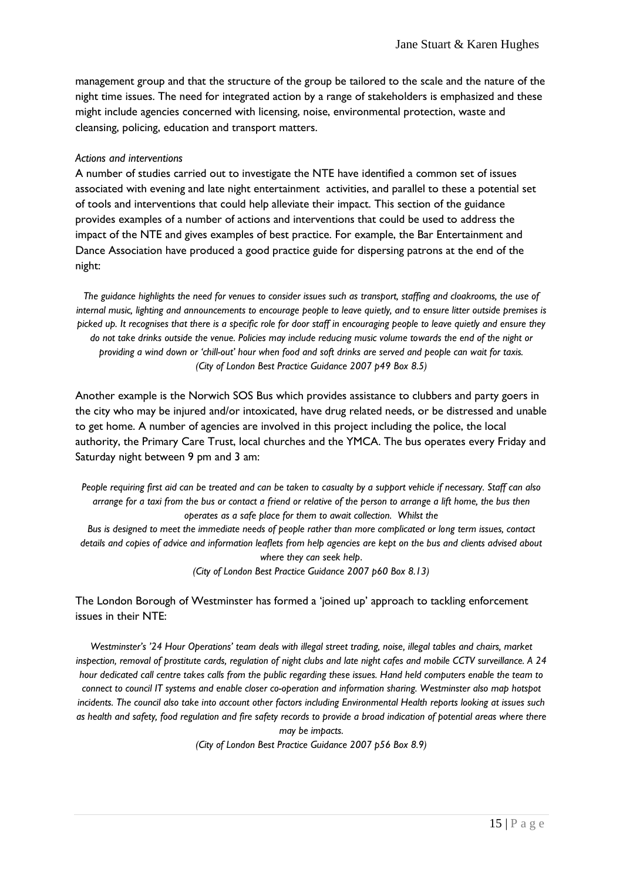management group and that the structure of the group be tailored to the scale and the nature of the night time issues. The need for integrated action by a range of stakeholders is emphasized and these might include agencies concerned with licensing, noise, environmental protection, waste and cleansing, policing, education and transport matters.

*Actions and interventions*

A number of studies carried out to investigate the NTE have identified a common set of issues associated with evening and late night entertainment activities, and parallel to these a potential set of tools and interventions that could help alleviate their impact. This section of the guidance provides examples of a number of actions and interventions that could be used to address the impact of the NTE and gives examples of best practice. For example, the Bar Entertainment and Dance Association have produced a good practice guide for dispersing patrons at the end of the night:

> *The guidance highlights the need for venues to consider issues such as transport, staffing and cloakrooms, the use of internal music, lighting and announcements to encourage people to leave quietly, and to ensure litter outside premises is picked up. It recognises that there is a specific role for door staff in encouraging people to leave quietly and ensure they do not take drinks outside the venue. Policies may include reducing music volume towards the end of the night or providing a wind down or 'chill-out' hour when food and soft drinks are served and people can wait for taxis.*
> *(City of London Best Practice Guidance 2007 p49 Box 8.5)*

Another example is the Norwich SOS Bus which provides assistance to clubbers and party goers in the city who may be injured and/or intoxicated, have drug related needs, or be distressed and unable to get home. A number of agencies are involved in this project including the police, the local authority, the Primary Care Trust, local churches and the YMCA. The bus operates every Friday and Saturday night between 9 pm and 3 am:

> *People requiring first aid can be treated and can be taken to casualty by a support vehicle if necessary. Staff can also arrange for a taxi from the bus or contact a friend or relative of the person to arrange a lift home, the bus then operates as a safe place for them to await collection. Whilst the Bus is designed to meet the immediate needs of people rather than more complicated or long term issues, contact details and copies of advice and information leaflets from help agencies are kept on the bus and clients advised about where they can seek help.*
> *(City of London Best Practice Guidance 2007 p60 Box 8.13)*

The London Borough of Westminster has formed a 'joined up' approach to tackling enforcement issues in their NTE:

> *Westminster's '24 Hour Operations' team deals with illegal street trading, noise, illegal tables and chairs, market inspection, removal of prostitute cards, regulation of night clubs and late night cafes and mobile CCTV surveillance. A 24 hour dedicated call centre takes calls from the public regarding these issues. Hand held computers enable the team to connect to council IT systems and enable closer co-operation and information sharing. Westminster also map hotspot incidents. The council also take into account other factors including Environmental Health reports looking at issues such as health and safety, food regulation and fire safety records to provide a broad indication of potential areas where there may be impacts.*
> *(City of London Best Practice Guidance 2007 p56 Box 8.9)*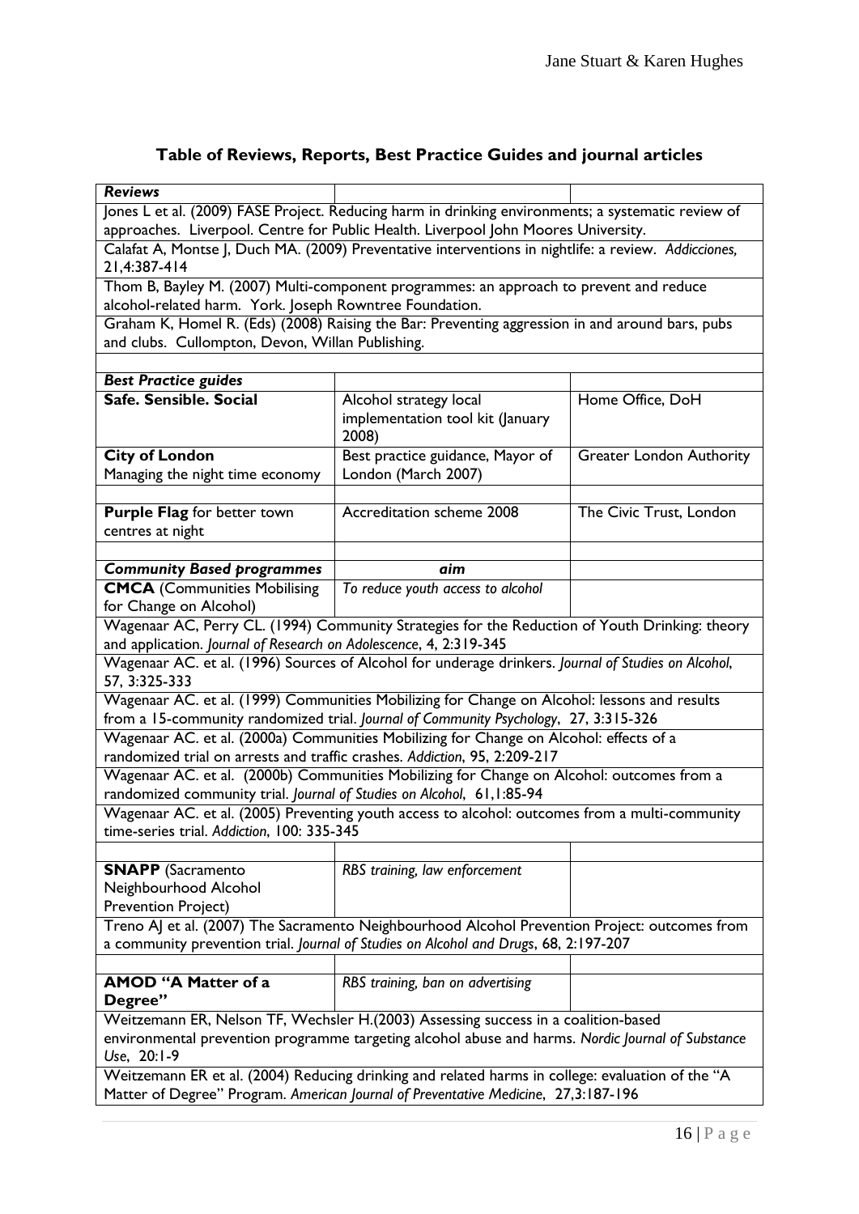## Table of Reviews, Reports, Best Practice Guides and journal articles

| ***Reviews*** | | |
|---|---|---|
| Jones L et al. (2009) FASE Project. Reducing harm in drinking environments; a systematic review of approaches. Liverpool. Centre for Public Health. Liverpool John Moores University. | | |
| Calafat A, Montse J, Duch MA. (2009) Preventative interventions in nightlife: a review. *Addicciones,* 21,4:387-414 | | |
| Thom B, Bayley M. (2007) Multi-component programmes: an approach to prevent and reduce alcohol-related harm. York. Joseph Rowntree Foundation. | | |
| Graham K, Homel R. (Eds) (2008) Raising the Bar: Preventing aggression in and around bars, pubs and clubs. Cullompton, Devon, Willan Publishing. | | |
| | | |
| ***Best Practice guides*** | | |
| **Safe. Sensible. Social** | Alcohol strategy local implementation tool kit (January 2008) | Home Office, DoH |
| **City of London** Managing the night time economy | Best practice guidance, Mayor of London (March 2007) | Greater London Authority |
| | | |
| **Purple Flag** for better town centres at night | Accreditation scheme 2008 | The Civic Trust, London |
| | | |
| ***Community Based programmes*** | ***aim*** | |
| **CMCA** (Communities Mobilising for Change on Alcohol) | *To reduce youth access to alcohol* | |
| Wagenaar AC, Perry CL. (1994) Community Strategies for the Reduction of Youth Drinking: theory and application. *Journal of Research on Adolescence*, 4, 2:319-345 | | |
| Wagenaar AC. et al. (1996) Sources of Alcohol for underage drinkers. *Journal of Studies on Alcohol*, 57, 3:325-333 | | |
| Wagenaar AC. et al. (1999) Communities Mobilizing for Change on Alcohol: lessons and results from a 15-community randomized trial. *Journal of Community Psychology*, 27, 3:315-326 | | |
| Wagenaar AC. et al. (2000a) Communities Mobilizing for Change on Alcohol: effects of a randomized trial on arrests and traffic crashes. *Addiction*, 95, 2:209-217 | | |
| Wagenaar AC. et al. (2000b) Communities Mobilizing for Change on Alcohol: outcomes from a randomized community trial. *Journal of Studies on Alcohol*, 61,1:85-94 | | |
| Wagenaar AC. et al. (2005) Preventing youth access to alcohol: outcomes from a multi-community time-series trial. *Addiction*, 100: 335-345 | | |
| | | |
| **SNAPP** (Sacramento Neighbourhood Alcohol Prevention Project) | *RBS training, law enforcement* | |
| Treno AJ et al. (2007) The Sacramento Neighbourhood Alcohol Prevention Project: outcomes from a community prevention trial. *Journal of Studies on Alcohol and Drugs*, 68, 2:197-207 | | |
| | | |
| **AMOD "A Matter of a Degree"** | *RBS training, ban on advertising* | |
| Weitzemann ER, Nelson TF, Wechsler H.(2003) Assessing success in a coalition-based environmental prevention programme targeting alcohol abuse and harms. *Nordic Journal of Substance Use*, 20:1-9 | | |
| Weitzemann ER et al. (2004) Reducing drinking and related harms in college: evaluation of the "A Matter of Degree" Program. *American Journal of Preventative Medicine*, 27,3:187-196 | | |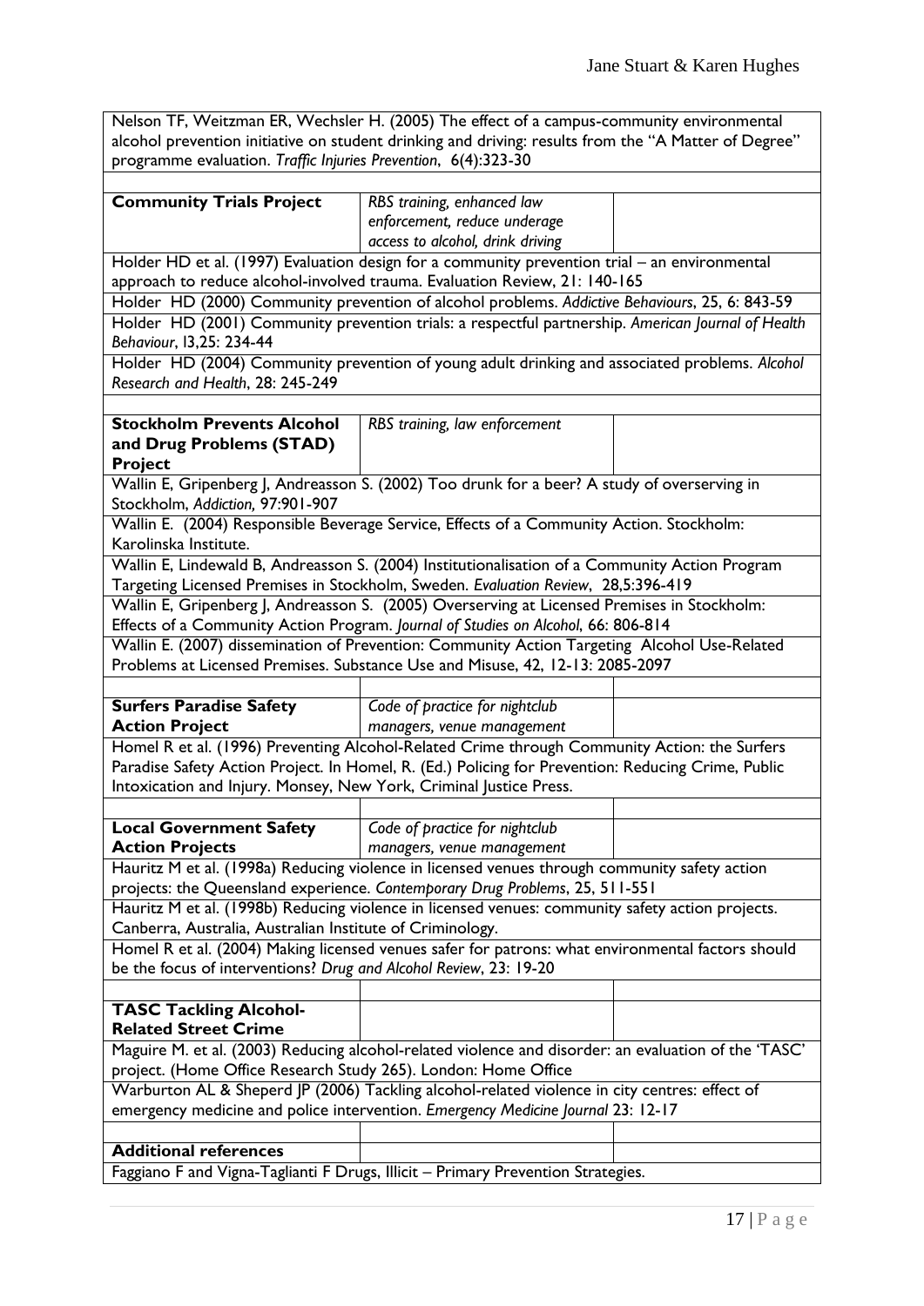| | | |
|---|---|---|
| Nelson TF, Weitzman ER, Wechsler H. (2005) The effect of a campus-community environmental alcohol prevention initiative on student drinking and driving: results from the "A Matter of Degree" programme evaluation. *Traffic Injuries Prevention*, 6(4):323-30 | | |
| | | |
| **Community Trials Project** | *RBS training, enhanced law enforcement, reduce underage access to alcohol, drink driving* | |
| Holder HD et al. (1997) Evaluation design for a community prevention trial – an environmental approach to reduce alcohol-involved trauma. Evaluation Review, 21: 140-165 | | |
| Holder HD (2000) Community prevention of alcohol problems. *Addictive Behaviours*, 25, 6: 843-59 | | |
| Holder HD (2001) Community prevention trials: a respectful partnership. *American Journal of Health Behaviour*, l3,25: 234-44 | | |
| Holder HD (2004) Community prevention of young adult drinking and associated problems. *Alcohol Research and Health*, 28: 245-249 | | |
| | | |
| **Stockholm Prevents Alcohol and Drug Problems (STAD) Project** | *RBS training, law enforcement* | |
| Wallin E, Gripenberg J, Andreasson S. (2002) Too drunk for a beer? A study of overserving in Stockholm, *Addiction,* 97:901-907 | | |
| Wallin E. (2004) Responsible Beverage Service, Effects of a Community Action. Stockholm: Karolinska Institute. | | |
| Wallin E, Lindewald B, Andreasson S. (2004) Institutionalisation of a Community Action Program Targeting Licensed Premises in Stockholm, Sweden. *Evaluation Review*, 28,5:396-419 | | |
| Wallin E, Gripenberg J, Andreasson S. (2005) Overserving at Licensed Premises in Stockholm: Effects of a Community Action Program. *Journal of Studies on Alcohol*, 66: 806-814 | | |
| Wallin E. (2007) dissemination of Prevention: Community Action Targeting Alcohol Use-Related Problems at Licensed Premises. Substance Use and Misuse, 42, 12-13: 2085-2097 | | |
| | | |
| **Surfers Paradise Safety Action Project** | *Code of practice for nightclub managers, venue management* | |
| Homel R et al. (1996) Preventing Alcohol-Related Crime through Community Action: the Surfers Paradise Safety Action Project. In Homel, R. (Ed.) Policing for Prevention: Reducing Crime, Public Intoxication and Injury. Monsey, New York, Criminal Justice Press. | | |
| | | |
| **Local Government Safety Action Projects** | *Code of practice for nightclub managers, venue management* | |
| Hauritz M et al. (1998a) Reducing violence in licensed venues through community safety action projects: the Queensland experience. *Contemporary Drug Problems*, 25, 511-551 | | |
| Hauritz M et al. (1998b) Reducing violence in licensed venues: community safety action projects. Canberra, Australia, Australian Institute of Criminology. | | |
| Homel R et al. (2004) Making licensed venues safer for patrons: what environmental factors should be the focus of interventions? *Drug and Alcohol Review*, 23: 19-20 | | |
| | | |
| **TASC Tackling Alcohol-Related Street Crime** | | |
| Maguire M. et al. (2003) Reducing alcohol-related violence and disorder: an evaluation of the 'TASC' project. (Home Office Research Study 265). London: Home Office | | |
| Warburton AL & Sheperd JP (2006) Tackling alcohol-related violence in city centres: effect of emergency medicine and police intervention. *Emergency Medicine Journal* 23: 12-17 | | |
| | | |
| **Additional references** | | |
| Faggiano F and Vigna-Taglianti F Drugs, Illicit – Primary Prevention Strategies. | | |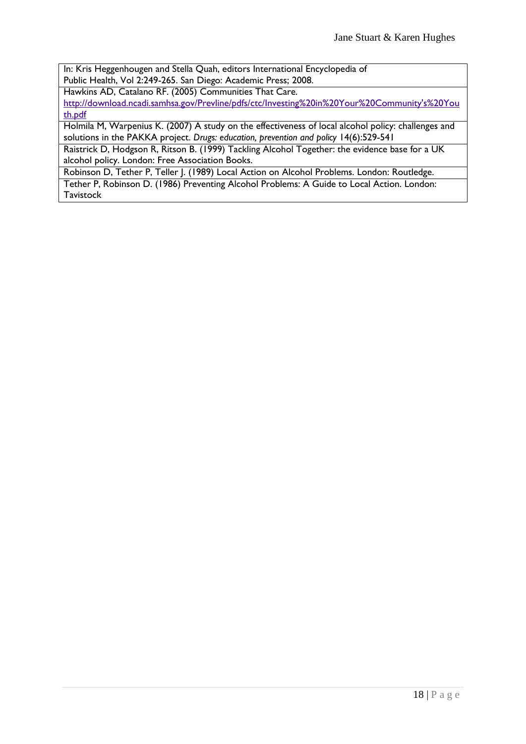| |
|---|
| In: Kris Heggenhougen and Stella Quah, editors International Encyclopedia of Public Health, Vol 2:249-265. San Diego: Academic Press; 2008. |
| Hawkins AD, Catalano RF. (2005) Communities That Care. http://download.ncadi.samhsa.gov/Prevline/pdfs/ctc/Investing%20in%20Your%20Community's%20Youth.pdf |
| Holmila M, Warpenius K. (2007) A study on the effectiveness of local alcohol policy: challenges and solutions in the PAKKA project. *Drugs: education, prevention and policy* 14(6):529-541 |
| Raistrick D, Hodgson R, Ritson B. (1999) Tackling Alcohol Together: the evidence base for a UK alcohol policy. London: Free Association Books. |
| Robinson D, Tether P, Teller J. (1989) Local Action on Alcohol Problems. London: Routledge. |
| Tether P, Robinson D. (1986) Preventing Alcohol Problems: A Guide to Local Action. London: Tavistock |